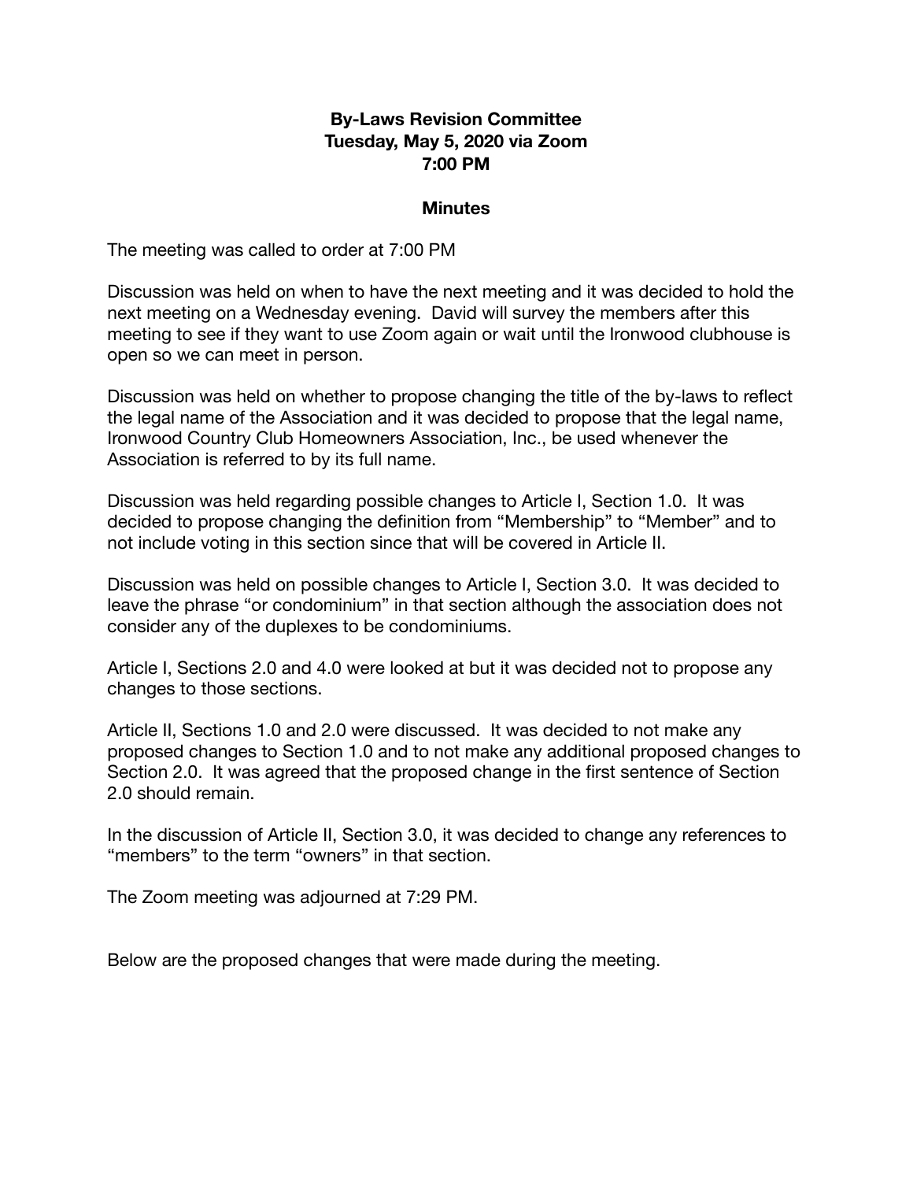**By-Laws Revision Committee**
**Tuesday, May 5, 2020 via Zoom**
**7:00 PM**

**Minutes**

The meeting was called to order at 7:00 PM

Discussion was held on when to have the next meeting and it was decided to hold the next meeting on a Wednesday evening. David will survey the members after this meeting to see if they want to use Zoom again or wait until the Ironwood clubhouse is open so we can meet in person.

Discussion was held on whether to propose changing the title of the by-laws to reflect the legal name of the Association and it was decided to propose that the legal name, Ironwood Country Club Homeowners Association, Inc., be used whenever the Association is referred to by its full name.

Discussion was held regarding possible changes to Article I, Section 1.0. It was decided to propose changing the definition from "Membership" to "Member" and to not include voting in this section since that will be covered in Article II.

Discussion was held on possible changes to Article I, Section 3.0. It was decided to leave the phrase "or condominium" in that section although the association does not consider any of the duplexes to be condominiums.

Article I, Sections 2.0 and 4.0 were looked at but it was decided not to propose any changes to those sections.

Article II, Sections 1.0 and 2.0 were discussed. It was decided to not make any proposed changes to Section 1.0 and to not make any additional proposed changes to Section 2.0. It was agreed that the proposed change in the first sentence of Section 2.0 should remain.

In the discussion of Article II, Section 3.0, it was decided to change any references to "members" to the term "owners" in that section.

The Zoom meeting was adjourned at 7:29 PM.

Below are the proposed changes that were made during the meeting.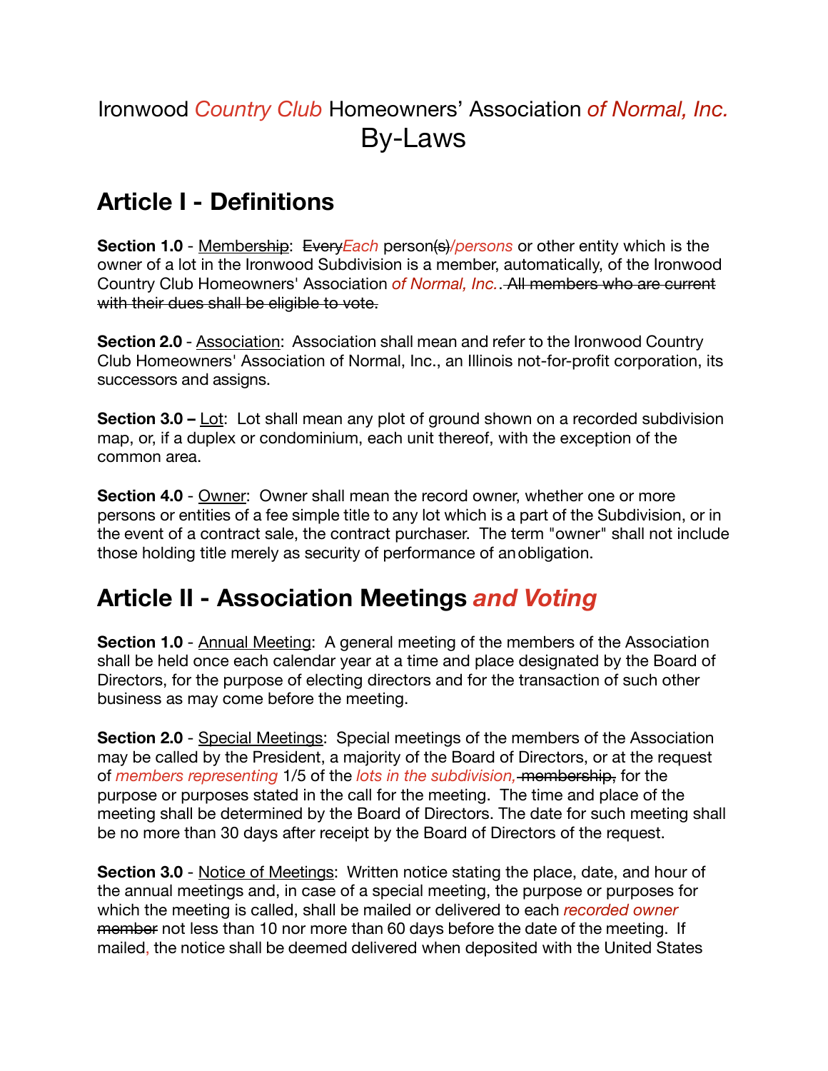# Ironwood *Country Club* Homeowners' Association *of Normal, Inc.*
# By-Laws

## Article I - Definitions

**Section 1.0** - Membership: ~~Every~~*Each* person~~(s)~~*/persons* or other entity which is the owner of a lot in the Ironwood Subdivision is a member, automatically, of the Ironwood Country Club Homeowners' Association *of Normal, Inc.*. ~~All members who are current with their dues shall be eligible to vote.~~

**Section 2.0** - Association: Association shall mean and refer to the Ironwood Country Club Homeowners' Association of Normal, Inc., an Illinois not-for-profit corporation, its successors and assigns.

**Section 3.0 –** Lot: Lot shall mean any plot of ground shown on a recorded subdivision map, or, if a duplex or condominium, each unit thereof, with the exception of the common area.

**Section 4.0** - Owner: Owner shall mean the record owner, whether one or more persons or entities of a fee simple title to any lot which is a part of the Subdivision, or in the event of a contract sale, the contract purchaser. The term "owner" shall not include those holding title merely as security of performance of an obligation.

## Article II - Association Meetings *and Voting*

**Section 1.0** - Annual Meeting: A general meeting of the members of the Association shall be held once each calendar year at a time and place designated by the Board of Directors, for the purpose of electing directors and for the transaction of such other business as may come before the meeting.

**Section 2.0** - Special Meetings: Special meetings of the members of the Association may be called by the President, a majority of the Board of Directors, or at the request of *members representing* 1/5 of the *lots in the subdivision,* ~~membership,~~ for the purpose or purposes stated in the call for the meeting. The time and place of the meeting shall be determined by the Board of Directors. The date for such meeting shall be no more than 30 days after receipt by the Board of Directors of the request.

**Section 3.0** - Notice of Meetings: Written notice stating the place, date, and hour of the annual meetings and, in case of a special meeting, the purpose or purposes for which the meeting is called, shall be mailed or delivered to each *recorded owner* ~~member~~ not less than 10 nor more than 60 days before the date of the meeting. If mailed, the notice shall be deemed delivered when deposited with the United States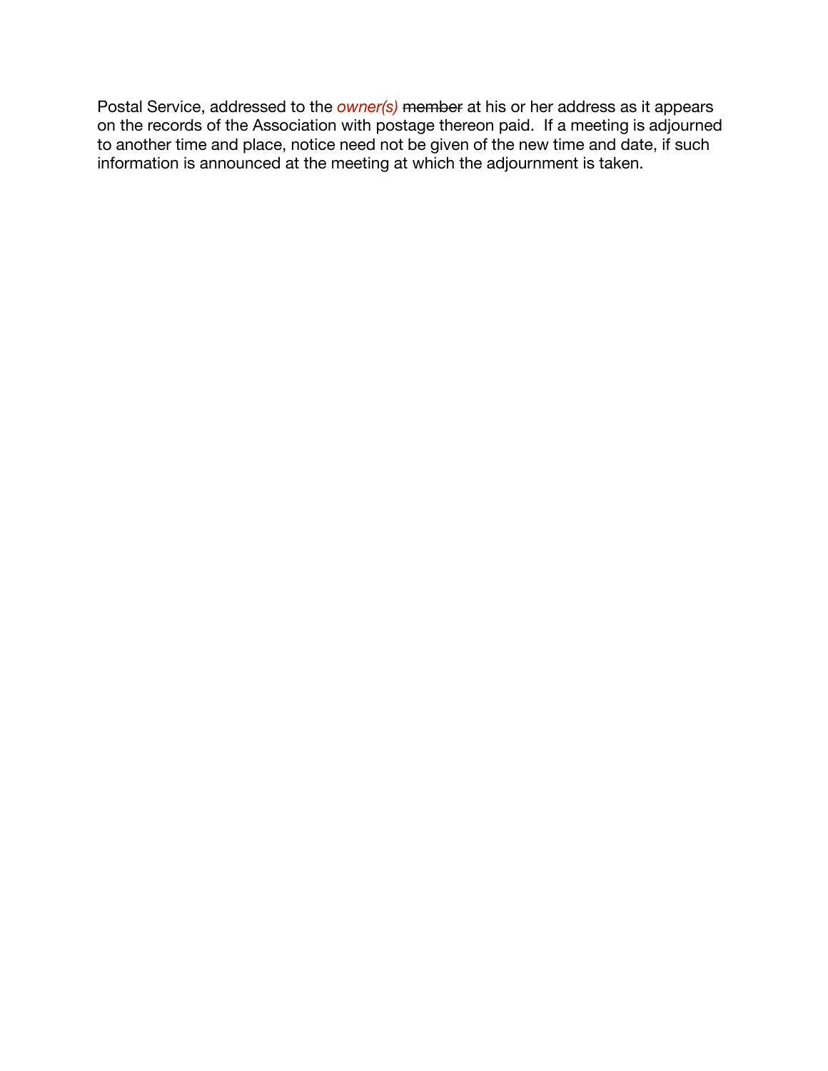Postal Service, addressed to the *owner(s)* ~~member~~ at his or her address as it appears on the records of the Association with postage thereon paid.  If a meeting is adjourned to another time and place, notice need not be given of the new time and date, if such information is announced at the meeting at which the adjournment is taken.